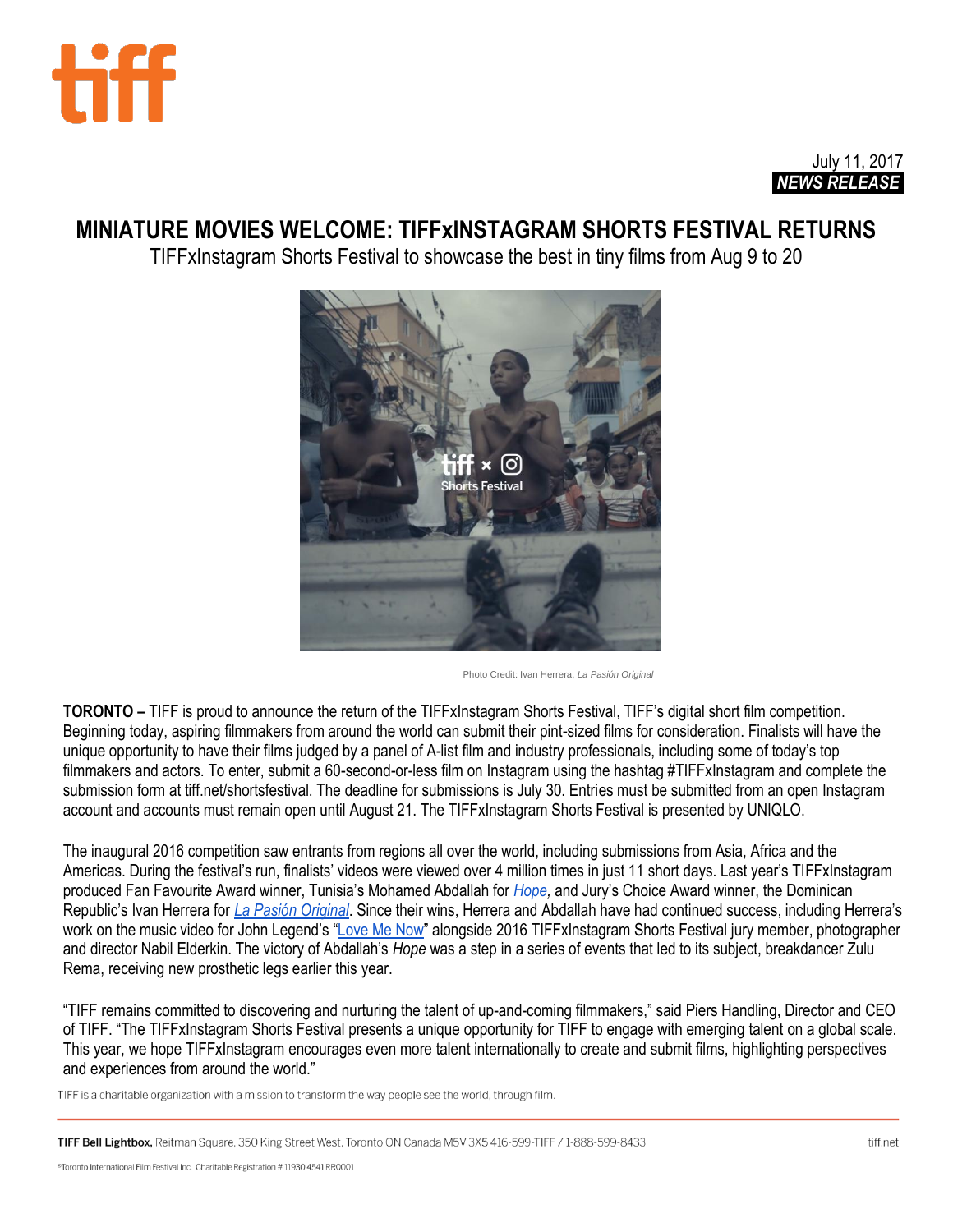July 11, 2017

***NEWS RELEASE***

# MINIATURE MOVIES WELCOME: TIFFxINSTAGRAM SHORTS FESTIVAL RETURNS

TIFFxInstagram Shorts Festival to showcase the best in tiny films from Aug 9 to 20

Photo Credit: Ivan Herrera, *La Pasión Original*

**TORONTO –** TIFF is proud to announce the return of the TIFFxInstagram Shorts Festival, TIFF's digital short film competition. Beginning today, aspiring filmmakers from around the world can submit their pint-sized films for consideration. Finalists will have the unique opportunity to have their films judged by a panel of A-list film and industry professionals, including some of today's top filmmakers and actors. To enter, submit a 60-second-or-less film on Instagram using the hashtag #TIFFxInstagram and complete the submission form at tiff.net/shortsfestival. The deadline for submissions is July 30. Entries must be submitted from an open Instagram account and accounts must remain open until August 21. The TIFFxInstagram Shorts Festival is presented by UNIQLO.

The inaugural 2016 competition saw entrants from regions all over the world, including submissions from Asia, Africa and the Americas. During the festival's run, finalists' videos were viewed over 4 million times in just 11 short days. Last year's TIFFxInstagram produced Fan Favourite Award winner, Tunisia's Mohamed Abdallah for *Hope*, and Jury's Choice Award winner, the Dominican Republic's Ivan Herrera for *La Pasión Original*. Since their wins, Herrera and Abdallah have had continued success, including Herrera's work on the music video for John Legend's "Love Me Now" alongside 2016 TIFFxInstagram Shorts Festival jury member, photographer and director Nabil Elderkin. The victory of Abdallah's *Hope* was a step in a series of events that led to its subject, breakdancer Zulu Rema, receiving new prosthetic legs earlier this year.

"TIFF remains committed to discovering and nurturing the talent of up-and-coming filmmakers," said Piers Handling, Director and CEO of TIFF. "The TIFFxInstagram Shorts Festival presents a unique opportunity for TIFF to engage with emerging talent on a global scale. This year, we hope TIFFxInstagram encourages even more talent internationally to create and submit films, highlighting perspectives and experiences from around the world."

TIFF is a charitable organization with a mission to transform the way people see the world, through film.

**TIFF Bell Lightbox,** Reitman Square, 350 King Street West, Toronto ON Canada M5V 3X5 416-599-TIFF / 1-888-599-8433 tiff.net

©Toronto International Film Festival Inc. Charitable Registration # 11930 4541 RR0001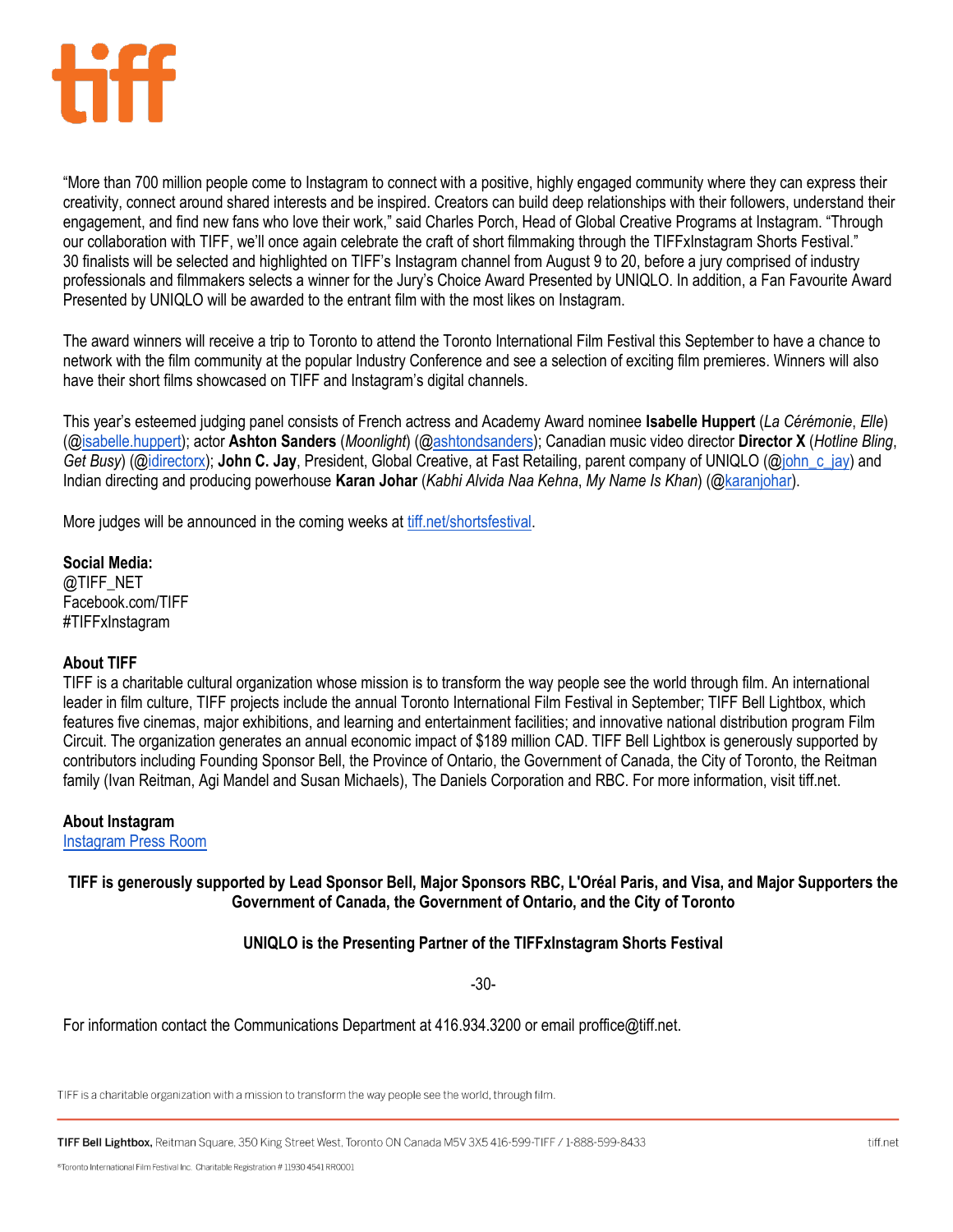"More than 700 million people come to Instagram to connect with a positive, highly engaged community where they can express their creativity, connect around shared interests and be inspired. Creators can build deep relationships with their followers, understand their engagement, and find new fans who love their work," said Charles Porch, Head of Global Creative Programs at Instagram. "Through our collaboration with TIFF, we'll once again celebrate the craft of short filmmaking through the TIFFxInstagram Shorts Festival." 30 finalists will be selected and highlighted on TIFF's Instagram channel from August 9 to 20, before a jury comprised of industry professionals and filmmakers selects a winner for the Jury's Choice Award Presented by UNIQLO. In addition, a Fan Favourite Award Presented by UNIQLO will be awarded to the entrant film with the most likes on Instagram.

The award winners will receive a trip to Toronto to attend the Toronto International Film Festival this September to have a chance to network with the film community at the popular Industry Conference and see a selection of exciting film premieres. Winners will also have their short films showcased on TIFF and Instagram's digital channels.

This year's esteemed judging panel consists of French actress and Academy Award nominee **Isabelle Huppert** (*La Cérémonie*, *Elle*) (@isabelle.huppert); actor **Ashton Sanders** (*Moonlight*) (@ashtondsanders); Canadian music video director **Director X** (*Hotline Bling*, *Get Busy*) (@idirectorx); **John C. Jay**, President, Global Creative, at Fast Retailing, parent company of UNIQLO (@john_c_jay) and Indian directing and producing powerhouse **Karan Johar** (*Kabhi Alvida Naa Kehna*, *My Name Is Khan*) (@karanjohar).

More judges will be announced in the coming weeks at tiff.net/shortsfestival.

**Social Media:**
@TIFF_NET
Facebook.com/TIFF
#TIFFxInstagram

**About TIFF**
TIFF is a charitable cultural organization whose mission is to transform the way people see the world through film. An international leader in film culture, TIFF projects include the annual Toronto International Film Festival in September; TIFF Bell Lightbox, which features five cinemas, major exhibitions, and learning and entertainment facilities; and innovative national distribution program Film Circuit. The organization generates an annual economic impact of $189 million CAD. TIFF Bell Lightbox is generously supported by contributors including Founding Sponsor Bell, the Province of Ontario, the Government of Canada, the City of Toronto, the Reitman family (Ivan Reitman, Agi Mandel and Susan Michaels), The Daniels Corporation and RBC. For more information, visit tiff.net.

**About Instagram**
Instagram Press Room

**TIFF is generously supported by Lead Sponsor Bell, Major Sponsors RBC, L'Oréal Paris, and Visa, and Major Supporters the Government of Canada, the Government of Ontario, and the City of Toronto**

**UNIQLO is the Presenting Partner of the TIFFxInstagram Shorts Festival**

-30-

For information contact the Communications Department at 416.934.3200 or email proffice@tiff.net.